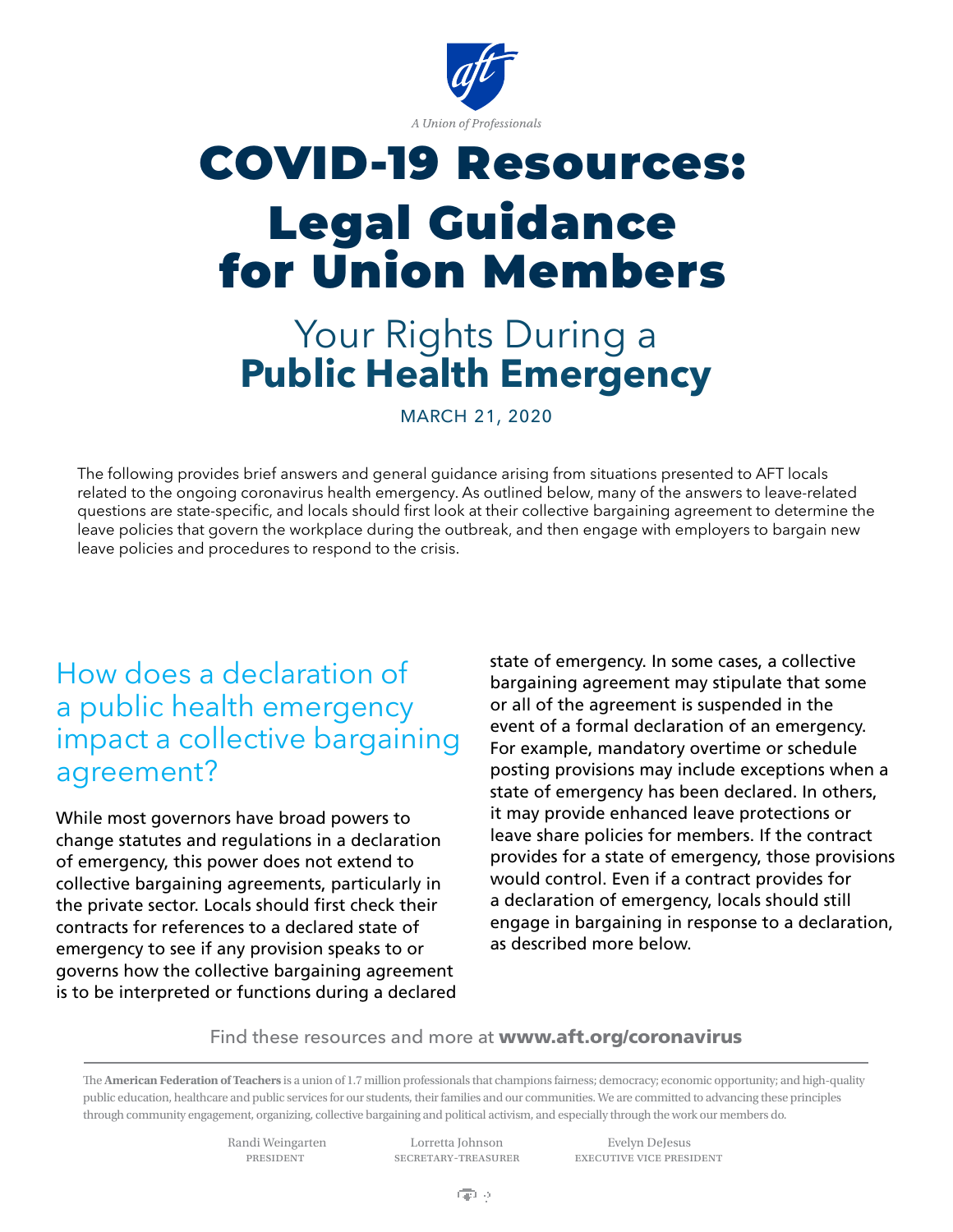A Union of Professionals

# COVID-19 Resources: Legal Guidance for Union Members

## Your Rights During a **Public Health Emergency**

MARCH 21, 2020

The following provides brief answers and general guidance arising from situations presented to AFT locals related to the ongoing coronavirus health emergency. As outlined below, many of the answers to leave-related questions are state-specific, and locals should first look at their collective bargaining agreement to determine the leave policies that govern the workplace during the outbreak, and then engage with employers to bargain new leave policies and procedures to respond to the crisis.

### How does a declaration of a public health emergency impact a collective bargaining agreement?

While most governors have broad powers to change statutes and regulations in a declaration of emergency, this power does not extend to collective bargaining agreements, particularly in the private sector. Locals should first check their contracts for references to a declared state of emergency to see if any provision speaks to or governs how the collective bargaining agreement is to be interpreted or functions during a declared state of emergency. In some cases, a collective bargaining agreement may stipulate that some or all of the agreement is suspended in the event of a formal declaration of an emergency. For example, mandatory overtime or schedule posting provisions may include exceptions when a state of emergency has been declared. In others, it may provide enhanced leave protections or leave share policies for members. If the contract provides for a state of emergency, those provisions would control. Even if a contract provides for a declaration of emergency, locals should still engage in bargaining in response to a declaration, as described more below.

Find these resources and more at **www.aft.org/coronavirus**

The **American Federation of Teachers** is a union of 1.7 million professionals that champions fairness; democracy; economic opportunity; and high-quality public education, healthcare and public services for our students, their families and our communities. We are committed to advancing these principles through community engagement, organizing, collective bargaining and political activism, and especially through the work our members do.

Randi Weingarten
PRESIDENT

Lorretta Johnson
SECRETARY-TREASURER

Evelyn DeJesus
EXECUTIVE VICE PRESIDENT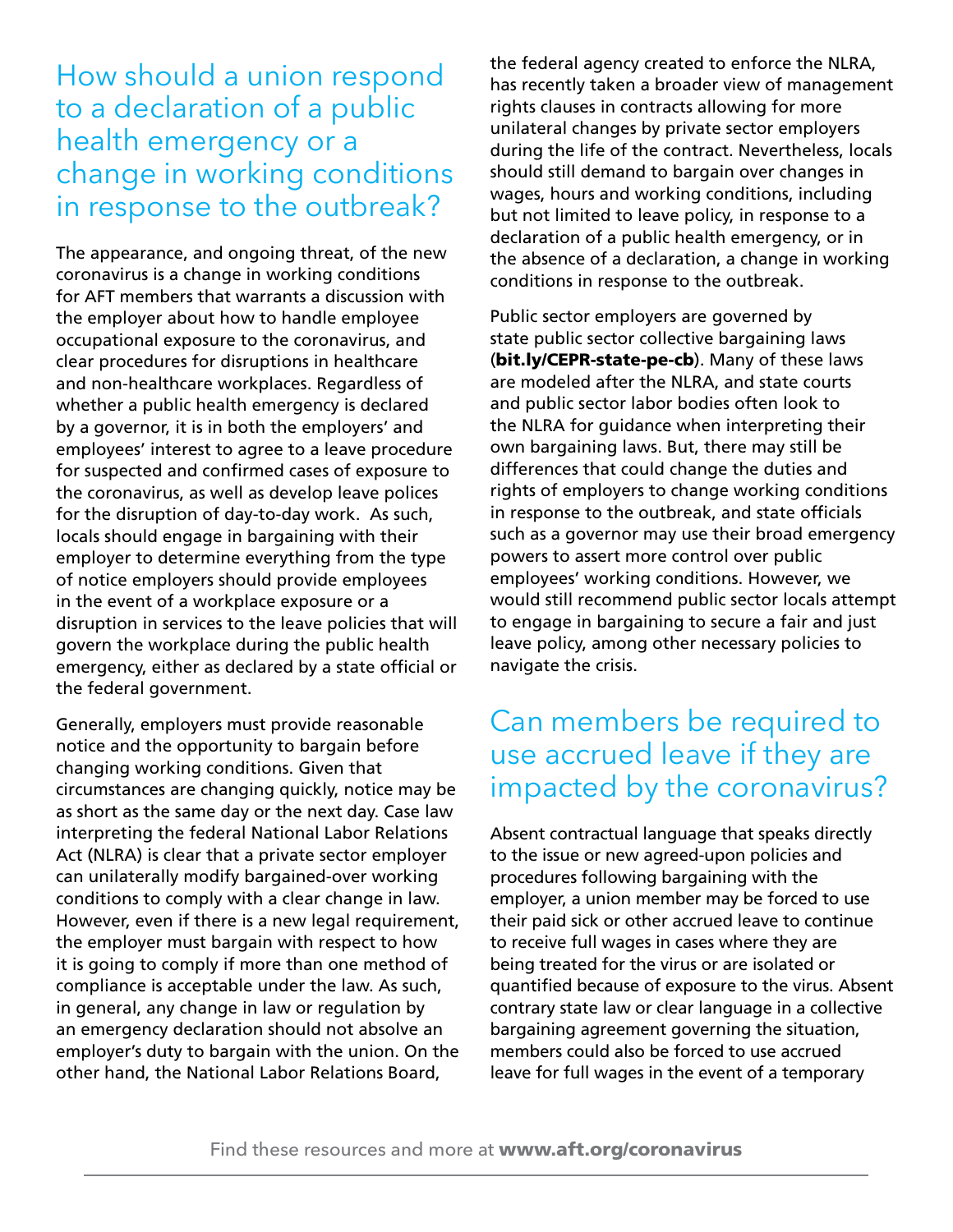## How should a union respond to a declaration of a public health emergency or a change in working conditions in response to the outbreak?

The appearance, and ongoing threat, of the new coronavirus is a change in working conditions for AFT members that warrants a discussion with the employer about how to handle employee occupational exposure to the coronavirus, and clear procedures for disruptions in healthcare and non-healthcare workplaces. Regardless of whether a public health emergency is declared by a governor, it is in both the employers' and employees' interest to agree to a leave procedure for suspected and confirmed cases of exposure to the coronavirus, as well as develop leave polices for the disruption of day-to-day work. As such, locals should engage in bargaining with their employer to determine everything from the type of notice employers should provide employees in the event of a workplace exposure or a disruption in services to the leave policies that will govern the workplace during the public health emergency, either as declared by a state official or the federal government.

Generally, employers must provide reasonable notice and the opportunity to bargain before changing working conditions. Given that circumstances are changing quickly, notice may be as short as the same day or the next day. Case law interpreting the federal National Labor Relations Act (NLRA) is clear that a private sector employer can unilaterally modify bargained-over working conditions to comply with a clear change in law. However, even if there is a new legal requirement, the employer must bargain with respect to how it is going to comply if more than one method of compliance is acceptable under the law. As such, in general, any change in law or regulation by an emergency declaration should not absolve an employer's duty to bargain with the union. On the other hand, the National Labor Relations Board, the federal agency created to enforce the NLRA, has recently taken a broader view of management rights clauses in contracts allowing for more unilateral changes by private sector employers during the life of the contract. Nevertheless, locals should still demand to bargain over changes in wages, hours and working conditions, including but not limited to leave policy, in response to a declaration of a public health emergency, or in the absence of a declaration, a change in working conditions in response to the outbreak.

Public sector employers are governed by state public sector collective bargaining laws (**bit.ly/CEPR-state-pe-cb**). Many of these laws are modeled after the NLRA, and state courts and public sector labor bodies often look to the NLRA for guidance when interpreting their own bargaining laws. But, there may still be differences that could change the duties and rights of employers to change working conditions in response to the outbreak, and state officials such as a governor may use their broad emergency powers to assert more control over public employees' working conditions. However, we would still recommend public sector locals attempt to engage in bargaining to secure a fair and just leave policy, among other necessary policies to navigate the crisis.

## Can members be required to use accrued leave if they are impacted by the coronavirus?

Absent contractual language that speaks directly to the issue or new agreed-upon policies and procedures following bargaining with the employer, a union member may be forced to use their paid sick or other accrued leave to continue to receive full wages in cases where they are being treated for the virus or are isolated or quantified because of exposure to the virus. Absent contrary state law or clear language in a collective bargaining agreement governing the situation, members could also be forced to use accrued leave for full wages in the event of a temporary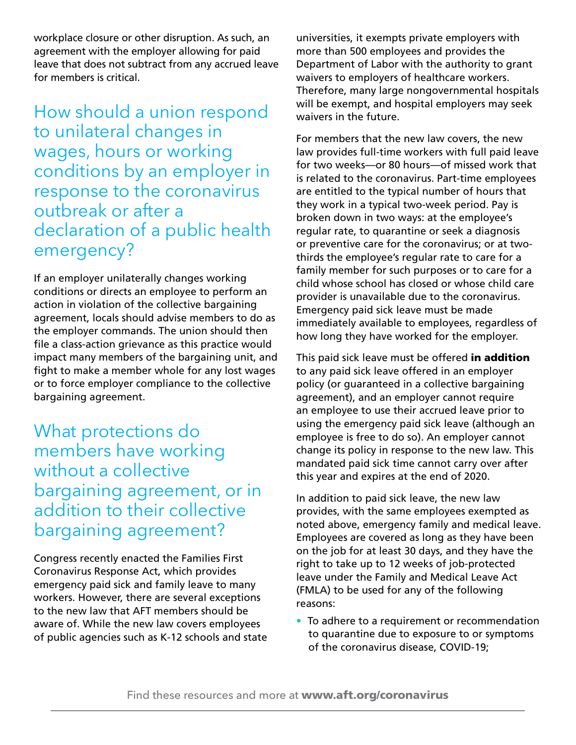workplace closure or other disruption. As such, an agreement with the employer allowing for paid leave that does not subtract from any accrued leave for members is critical.

## How should a union respond to unilateral changes in wages, hours or working conditions by an employer in response to the coronavirus outbreak or after a declaration of a public health emergency?

If an employer unilaterally changes working conditions or directs an employee to perform an action in violation of the collective bargaining agreement, locals should advise members to do as the employer commands. The union should then file a class-action grievance as this practice would impact many members of the bargaining unit, and fight to make a member whole for any lost wages or to force employer compliance to the collective bargaining agreement.

## What protections do members have working without a collective bargaining agreement, or in addition to their collective bargaining agreement?

Congress recently enacted the Families First Coronavirus Response Act, which provides emergency paid sick and family leave to many workers. However, there are several exceptions to the new law that AFT members should be aware of. While the new law covers employees of public agencies such as K-12 schools and state universities, it exempts private employers with more than 500 employees and provides the Department of Labor with the authority to grant waivers to employers of healthcare workers. Therefore, many large nongovernmental hospitals will be exempt, and hospital employers may seek waivers in the future.

For members that the new law covers, the new law provides full-time workers with full paid leave for two weeks—or 80 hours—of missed work that is related to the coronavirus. Part-time employees are entitled to the typical number of hours that they work in a typical two-week period. Pay is broken down in two ways: at the employee's regular rate, to quarantine or seek a diagnosis or preventive care for the coronavirus; or at two-thirds the employee's regular rate to care for a family member for such purposes or to care for a child whose school has closed or whose child care provider is unavailable due to the coronavirus. Emergency paid sick leave must be made immediately available to employees, regardless of how long they have worked for the employer.

This paid sick leave must be offered **in addition** to any paid sick leave offered in an employer policy (or guaranteed in a collective bargaining agreement), and an employer cannot require an employee to use their accrued leave prior to using the emergency paid sick leave (although an employee is free to do so). An employer cannot change its policy in response to the new law. This mandated paid sick time cannot carry over after this year and expires at the end of 2020.

In addition to paid sick leave, the new law provides, with the same employees exempted as noted above, emergency family and medical leave. Employees are covered as long as they have been on the job for at least 30 days, and they have the right to take up to 12 weeks of job-protected leave under the Family and Medical Leave Act (FMLA) to be used for any of the following reasons:

- To adhere to a requirement or recommendation to quarantine due to exposure to or symptoms of the coronavirus disease, COVID-19;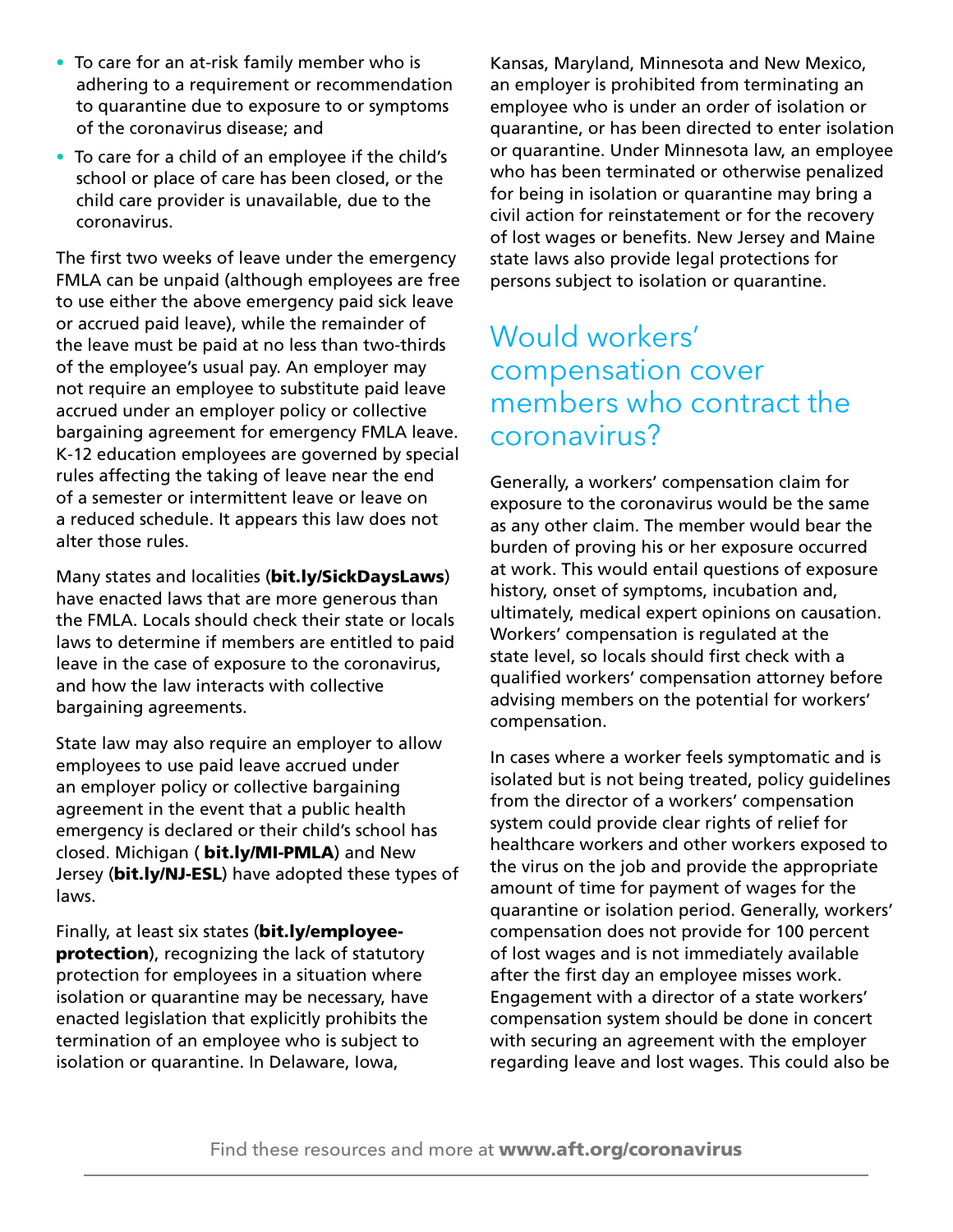- To care for an at-risk family member who is adhering to a requirement or recommendation to quarantine due to exposure to or symptoms of the coronavirus disease; and
- To care for a child of an employee if the child's school or place of care has been closed, or the child care provider is unavailable, due to the coronavirus.

The first two weeks of leave under the emergency FMLA can be unpaid (although employees are free to use either the above emergency paid sick leave or accrued paid leave), while the remainder of the leave must be paid at no less than two-thirds of the employee's usual pay. An employer may not require an employee to substitute paid leave accrued under an employer policy or collective bargaining agreement for emergency FMLA leave. K-12 education employees are governed by special rules affecting the taking of leave near the end of a semester or intermittent leave or leave on a reduced schedule. It appears this law does not alter those rules.

Many states and localities (**bit.ly/SickDaysLaws**) have enacted laws that are more generous than the FMLA. Locals should check their state or locals laws to determine if members are entitled to paid leave in the case of exposure to the coronavirus, and how the law interacts with collective bargaining agreements.

State law may also require an employer to allow employees to use paid leave accrued under an employer policy or collective bargaining agreement in the event that a public health emergency is declared or their child's school has closed. Michigan ( **bit.ly/MI-PMLA**) and New Jersey (**bit.ly/NJ-ESL**) have adopted these types of laws.

Finally, at least six states (**bit.ly/employee-protection**), recognizing the lack of statutory protection for employees in a situation where isolation or quarantine may be necessary, have enacted legislation that explicitly prohibits the termination of an employee who is subject to isolation or quarantine. In Delaware, Iowa, Kansas, Maryland, Minnesota and New Mexico, an employer is prohibited from terminating an employee who is under an order of isolation or quarantine, or has been directed to enter isolation or quarantine. Under Minnesota law, an employee who has been terminated or otherwise penalized for being in isolation or quarantine may bring a civil action for reinstatement or for the recovery of lost wages or benefits. New Jersey and Maine state laws also provide legal protections for persons subject to isolation or quarantine.

## Would workers' compensation cover members who contract the coronavirus?

Generally, a workers' compensation claim for exposure to the coronavirus would be the same as any other claim. The member would bear the burden of proving his or her exposure occurred at work. This would entail questions of exposure history, onset of symptoms, incubation and, ultimately, medical expert opinions on causation. Workers' compensation is regulated at the state level, so locals should first check with a qualified workers' compensation attorney before advising members on the potential for workers' compensation.

In cases where a worker feels symptomatic and is isolated but is not being treated, policy guidelines from the director of a workers' compensation system could provide clear rights of relief for healthcare workers and other workers exposed to the virus on the job and provide the appropriate amount of time for payment of wages for the quarantine or isolation period. Generally, workers' compensation does not provide for 100 percent of lost wages and is not immediately available after the first day an employee misses work. Engagement with a director of a state workers' compensation system should be done in concert with securing an agreement with the employer regarding leave and lost wages. This could also be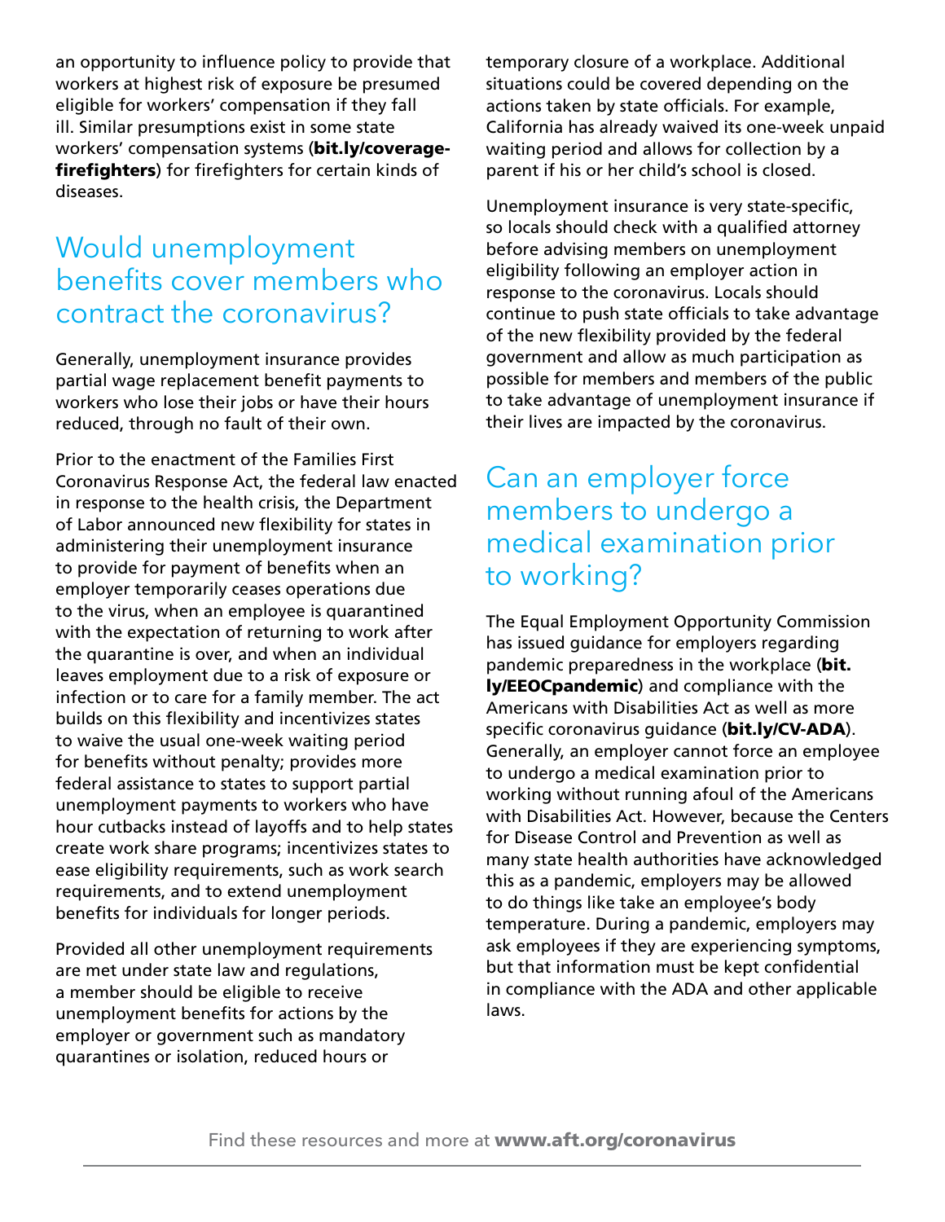an opportunity to influence policy to provide that workers at highest risk of exposure be presumed eligible for workers' compensation if they fall ill. Similar presumptions exist in some state workers' compensation systems (**bit.ly/coverage-firefighters**) for firefighters for certain kinds of diseases.

## Would unemployment benefits cover members who contract the coronavirus?

Generally, unemployment insurance provides partial wage replacement benefit payments to workers who lose their jobs or have their hours reduced, through no fault of their own.

Prior to the enactment of the Families First Coronavirus Response Act, the federal law enacted in response to the health crisis, the Department of Labor announced new flexibility for states in administering their unemployment insurance to provide for payment of benefits when an employer temporarily ceases operations due to the virus, when an employee is quarantined with the expectation of returning to work after the quarantine is over, and when an individual leaves employment due to a risk of exposure or infection or to care for a family member. The act builds on this flexibility and incentivizes states to waive the usual one-week waiting period for benefits without penalty; provides more federal assistance to states to support partial unemployment payments to workers who have hour cutbacks instead of layoffs and to help states create work share programs; incentivizes states to ease eligibility requirements, such as work search requirements, and to extend unemployment benefits for individuals for longer periods.

Provided all other unemployment requirements are met under state law and regulations, a member should be eligible to receive unemployment benefits for actions by the employer or government such as mandatory quarantines or isolation, reduced hours or temporary closure of a workplace. Additional situations could be covered depending on the actions taken by state officials. For example, California has already waived its one-week unpaid waiting period and allows for collection by a parent if his or her child's school is closed.

Unemployment insurance is very state-specific, so locals should check with a qualified attorney before advising members on unemployment eligibility following an employer action in response to the coronavirus. Locals should continue to push state officials to take advantage of the new flexibility provided by the federal government and allow as much participation as possible for members and members of the public to take advantage of unemployment insurance if their lives are impacted by the coronavirus.

## Can an employer force members to undergo a medical examination prior to working?

The Equal Employment Opportunity Commission has issued guidance for employers regarding pandemic preparedness in the workplace (**bit.ly/EEOCpandemic**) and compliance with the Americans with Disabilities Act as well as more specific coronavirus guidance (**bit.ly/CV-ADA**). Generally, an employer cannot force an employee to undergo a medical examination prior to working without running afoul of the Americans with Disabilities Act. However, because the Centers for Disease Control and Prevention as well as many state health authorities have acknowledged this as a pandemic, employers may be allowed to do things like take an employee's body temperature. During a pandemic, employers may ask employees if they are experiencing symptoms, but that information must be kept confidential in compliance with the ADA and other applicable laws.

Find these resources and more at **www.aft.org/coronavirus**